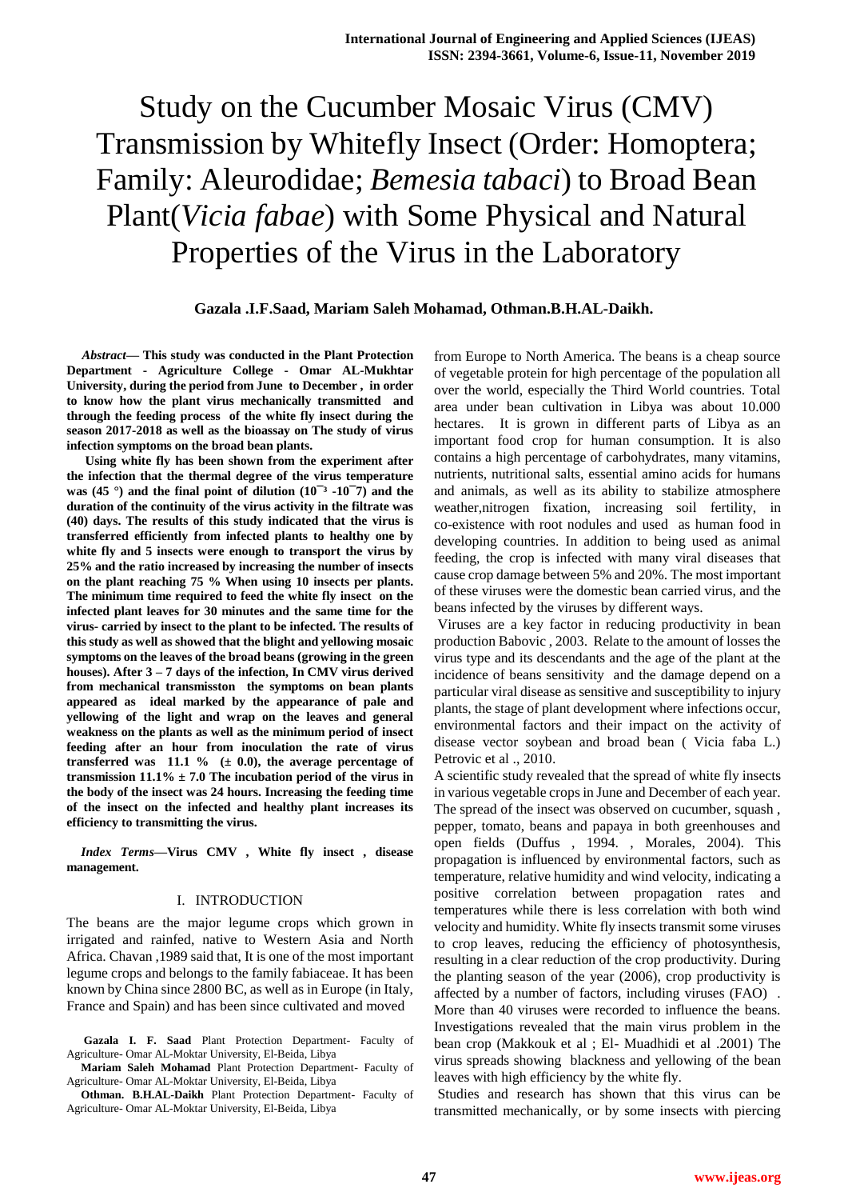# Study on the Cucumber Mosaic Virus (CMV) Transmission by Whitefly Insect (Order: Homoptera; Family: Aleurodidae; *Bemesia tabaci*) to Broad Bean Plant(*Vicia fabae*) with Some Physical and Natural Properties of the Virus in the Laboratory

**Gazala .I.F.Saad, Mariam Saleh Mohamad, Othman.B.H.AL-Daikh.**

***Abstract*— This study was conducted in the Plant Protection Department - Agriculture College - Omar AL-Mukhtar University, during the period from June to December , in order to know how the plant virus mechanically transmitted and through the feeding process of the white fly insect during the season 2017-2018 as well as the bioassay on The study of virus infection symptoms on the broad bean plants.**

**Using white fly has been shown from the experiment after the infection that the thermal degree of the virus temperature was (45 °) and the final point of dilution ($10^{-3}$ -$10^{-7}$) and the duration of the continuity of the virus activity in the filtrate was (40) days. The results of this study indicated that the virus is transferred efficiently from infected plants to healthy one by white fly and 5 insects were enough to transport the virus by 25% and the ratio increased by increasing the number of insects on the plant reaching 75 % When using 10 insects per plants. The minimum time required to feed the white fly insect on the infected plant leaves for 30 minutes and the same time for the virus- carried by insect to the plant to be infected. The results of this study as well as showed that the blight and yellowing mosaic symptoms on the leaves of the broad beans (growing in the green houses). After 3 – 7 days of the infection, In CMV virus derived from mechanical transmisston the symptoms on bean plants appeared as ideal marked by the appearance of pale and yellowing of the light and wrap on the leaves and general weakness on the plants as well as the minimum period of insect feeding after an hour from inoculation the rate of virus transferred was 11.1 % (± 0.0), the average percentage of transmission 11.1% ± 7.0 The incubation period of the virus in the body of the insect was 24 hours. Increasing the feeding time of the insect on the infected and healthy plant increases its efficiency to transmitting the virus.**

***Index Terms*—Virus CMV , White fly insect , disease management.**

## I. INTRODUCTION

The beans are the major legume crops which grown in irrigated and rainfed, native to Western Asia and North Africa. Chavan ,1989 said that, It is one of the most important legume crops and belongs to the family fabiaceae. It has been known by China since 2800 BC, as well as in Europe (in Italy, France and Spain) and has been since cultivated and moved from Europe to North America. The beans is a cheap source of vegetable protein for high percentage of the population all over the world, especially the Third World countries. Total area under bean cultivation in Libya was about 10.000 hectares. It is grown in different parts of Libya as an important food crop for human consumption. It is also contains a high percentage of carbohydrates, many vitamins, nutrients, nutritional salts, essential amino acids for humans and animals, as well as its ability to stabilize atmosphere weather,nitrogen fixation, increasing soil fertility, in co-existence with root nodules and used as human food in developing countries. In addition to being used as animal feeding, the crop is infected with many viral diseases that cause crop damage between 5% and 20%. The most important of these viruses were the domestic bean carried virus, and the beans infected by the viruses by different ways.

Viruses are a key factor in reducing productivity in bean production Babovic , 2003. Relate to the amount of losses the virus type and its descendants and the age of the plant at the incidence of beans sensitivity and the damage depend on a particular viral disease as sensitive and susceptibility to injury plants, the stage of plant development where infections occur, environmental factors and their impact on the activity of disease vector soybean and broad bean ( Vicia faba L.) Petrovic et al ., 2010.

A scientific study revealed that the spread of white fly insects in various vegetable crops in June and December of each year. The spread of the insect was observed on cucumber, squash , pepper, tomato, beans and papaya in both greenhouses and open fields (Duffus , 1994. , Morales, 2004). This propagation is influenced by environmental factors, such as temperature, relative humidity and wind velocity, indicating a positive correlation between propagation rates and temperatures while there is less correlation with both wind velocity and humidity. White fly insects transmit some viruses to crop leaves, reducing the efficiency of photosynthesis, resulting in a clear reduction of the crop productivity. During the planting season of the year (2006), crop productivity is affected by a number of factors, including viruses (FAO) . More than 40 viruses were recorded to influence the beans. Investigations revealed that the main virus problem in the bean crop (Makkouk et al ; El- Muadhidi et al .2001) The virus spreads showing blackness and yellowing of the bean leaves with high efficiency by the white fly.

Studies and research has shown that this virus can be transmitted mechanically, or by some insects with piercing

---

**Gazala I. F. Saad** Plant Protection Department- Faculty of Agriculture- Omar AL-Moktar University, El-Beida, Libya

**Mariam Saleh Mohamad** Plant Protection Department- Faculty of Agriculture- Omar AL-Moktar University, El-Beida, Libya

**Othman. B.H.AL-Daikh** Plant Protection Department- Faculty of Agriculture- Omar AL-Moktar University, El-Beida, Libya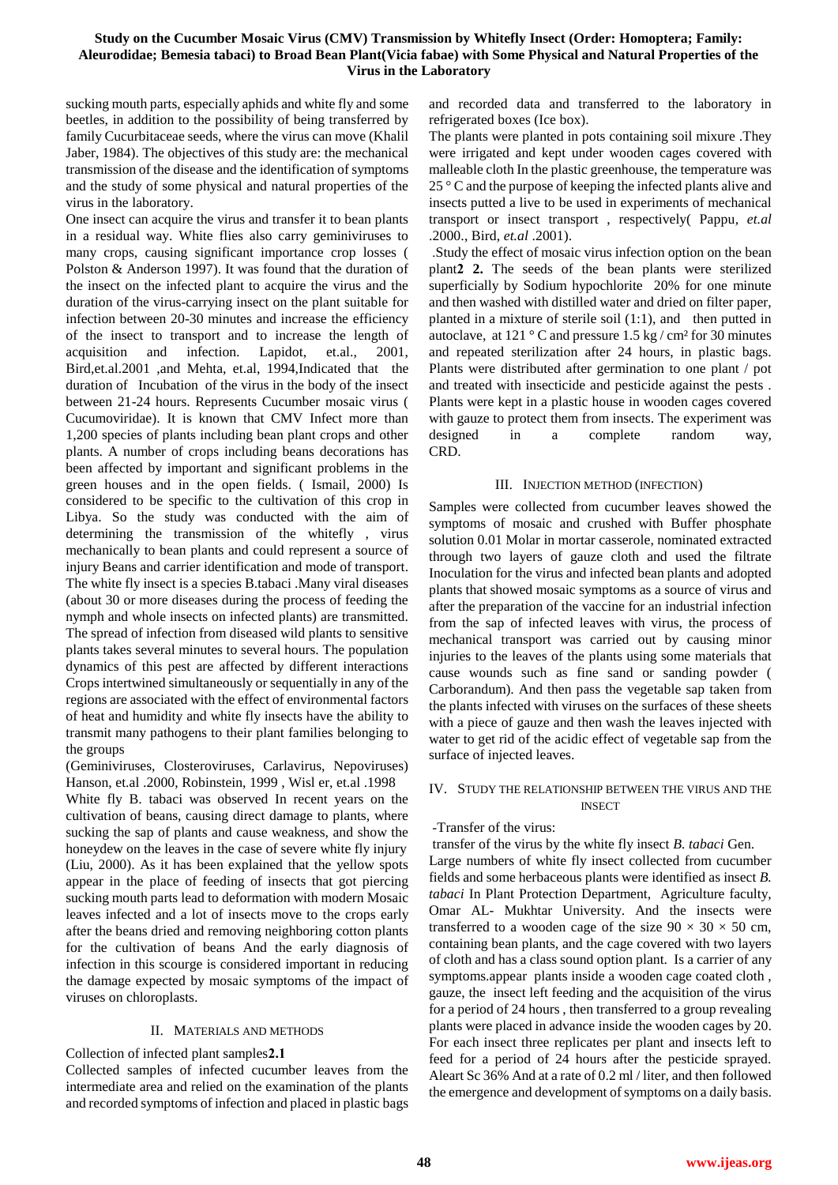sucking mouth parts, especially aphids and white fly and some beetles, in addition to the possibility of being transferred by family Cucurbitaceae seeds, where the virus can move (Khalil Jaber, 1984). The objectives of this study are: the mechanical transmission of the disease and the identification of symptoms and the study of some physical and natural properties of the virus in the laboratory.

One insect can acquire the virus and transfer it to bean plants in a residual way. White flies also carry geminiviruses to many crops, causing significant importance crop losses ( Polston & Anderson 1997). It was found that the duration of the insect on the infected plant to acquire the virus and the duration of the virus-carrying insect on the plant suitable for infection between 20-30 minutes and increase the efficiency of the insect to transport and to increase the length of acquisition and infection. Lapidot, et.al., 2001, Bird,et.al.2001 ,and Mehta, et.al, 1994,Indicated that the duration of Incubation of the virus in the body of the insect between 21-24 hours. Represents Cucumber mosaic virus ( Cucumoviridae). It is known that CMV Infect more than 1,200 species of plants including bean plant crops and other plants. A number of crops including beans decorations has been affected by important and significant problems in the green houses and in the open fields. ( Ismail, 2000) Is considered to be specific to the cultivation of this crop in Libya. So the study was conducted with the aim of determining the transmission of the whitefly , virus mechanically to bean plants and could represent a source of injury Beans and carrier identification and mode of transport. The white fly insect is a species B.tabaci .Many viral diseases (about 30 or more diseases during the process of feeding the nymph and whole insects on infected plants) are transmitted. The spread of infection from diseased wild plants to sensitive plants takes several minutes to several hours. The population dynamics of this pest are affected by different interactions Crops intertwined simultaneously or sequentially in any of the regions are associated with the effect of environmental factors of heat and humidity and white fly insects have the ability to transmit many pathogens to their plant families belonging to the groups

(Geminiviruses, Closteroviruses, Carlavirus, Nepoviruses) Hanson, et.al .2000, Robinstein, 1999 , Wisl er, et.al .1998

White fly B. tabaci was observed In recent years on the cultivation of beans, causing direct damage to plants, where sucking the sap of plants and cause weakness, and show the honeydew on the leaves in the case of severe white fly injury (Liu, 2000). As it has been explained that the yellow spots appear in the place of feeding of insects that got piercing sucking mouth parts lead to deformation with modern Mosaic leaves infected and a lot of insects move to the crops early after the beans dried and removing neighboring cotton plants for the cultivation of beans And the early diagnosis of infection in this scourge is considered important in reducing the damage expected by mosaic symptoms of the impact of viruses on chloroplasts.

## II. Materials and Methods

Collection of infected plant samples**2.1**

Collected samples of infected cucumber leaves from the intermediate area and relied on the examination of the plants and recorded symptoms of infection and placed in plastic bags and recorded data and transferred to the laboratory in refrigerated boxes (Ice box).

The plants were planted in pots containing soil mixure .They were irrigated and kept under wooden cages covered with malleable cloth In the plastic greenhouse, the temperature was 25 ° C and the purpose of keeping the infected plants alive and insects putted a live to be used in experiments of mechanical transport or insect transport , respectively( Pappu, *et.al* .2000., Bird, *et.al* .2001).

.Study the effect of mosaic virus infection option on the bean plant**2 2.** The seeds of the bean plants were sterilized superficially by Sodium hypochlorite 20% for one minute and then washed with distilled water and dried on filter paper, planted in a mixture of sterile soil (1:1), and then putted in autoclave, at 121 ° C and pressure 1.5 kg / cm² for 30 minutes and repeated sterilization after 24 hours, in plastic bags. Plants were distributed after germination to one plant / pot and treated with insecticide and pesticide against the pests . Plants were kept in a plastic house in wooden cages covered with gauze to protect them from insects. The experiment was designed in a complete random way, CRD.

## III. Injection Method (Infection)

Samples were collected from cucumber leaves showed the symptoms of mosaic and crushed with Buffer phosphate solution 0.01 Molar in mortar casserole, nominated extracted through two layers of gauze cloth and used the filtrate Inoculation for the virus and infected bean plants and adopted plants that showed mosaic symptoms as a source of virus and after the preparation of the vaccine for an industrial infection from the sap of infected leaves with virus, the process of mechanical transport was carried out by causing minor injuries to the leaves of the plants using some materials that cause wounds such as fine sand or sanding powder ( Carborandum). And then pass the vegetable sap taken from the plants infected with viruses on the surfaces of these sheets with a piece of gauze and then wash the leaves injected with water to get rid of the acidic effect of vegetable sap from the surface of injected leaves.

## IV. Study the Relationship Between the Virus and the Insect

-Transfer of the virus:

transfer of the virus by the white fly insect *B. tabaci* Gen.

Large numbers of white fly insect collected from cucumber fields and some herbaceous plants were identified as insect *B. tabaci* In Plant Protection Department, Agriculture faculty, Omar AL- Mukhtar University. And the insects were transferred to a wooden cage of the size 90 × 30 × 50 cm, containing bean plants, and the cage covered with two layers of cloth and has a class sound option plant. Is a carrier of any symptoms.appear plants inside a wooden cage coated cloth , gauze, the insect left feeding and the acquisition of the virus for a period of 24 hours , then transferred to a group revealing plants were placed in advance inside the wooden cages by 20. For each insect three replicates per plant and insects left to feed for a period of 24 hours after the pesticide sprayed. Aleart Sc 36% And at a rate of 0.2 ml / liter, and then followed the emergence and development of symptoms on a daily basis.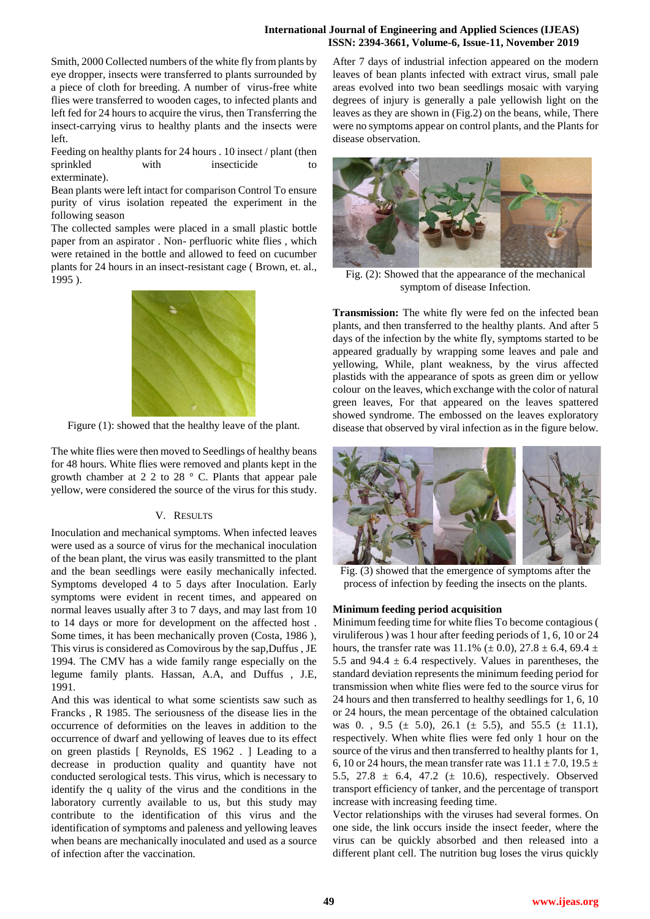Smith, 2000 Collected numbers of the white fly from plants by eye dropper, insects were transferred to plants surrounded by a piece of cloth for breeding. A number of virus-free white flies were transferred to wooden cages, to infected plants and left fed for 24 hours to acquire the virus, then Transferring the insect-carrying virus to healthy plants and the insects were left.

Feeding on healthy plants for 24 hours . 10 insect / plant (then sprinkled with insecticide to exterminate).

Bean plants were left intact for comparison Control To ensure purity of virus isolation repeated the experiment in the following season

The collected samples were placed in a small plastic bottle paper from an aspirator . Non- perfluoric white flies , which were retained in the bottle and allowed to feed on cucumber plants for 24 hours in an insect-resistant cage ( Brown, et. al., 1995 ).

Figure (1): showed that the healthy leave of the plant.

The white flies were then moved to Seedlings of healthy beans for 48 hours. White flies were removed and plants kept in the growth chamber at 2 2 to 28 ° C. Plants that appear pale yellow, were considered the source of the virus for this study.

## V. RESULTS

Inoculation and mechanical symptoms. When infected leaves were used as a source of virus for the mechanical inoculation of the bean plant, the virus was easily transmitted to the plant and the bean seedlings were easily mechanically infected. Symptoms developed 4 to 5 days after Inoculation. Early symptoms were evident in recent times, and appeared on normal leaves usually after 3 to 7 days, and may last from 10 to 14 days or more for development on the affected host . Some times, it has been mechanically proven (Costa, 1986 ), This virus is considered as Comovirous by the sap,Duffus , JE 1994. The CMV has a wide family range especially on the legume family plants. Hassan, A.A, and Duffus , J.E, 1991.

And this was identical to what some scientists saw such as Francks , R 1985. The seriousness of the disease lies in the occurrence of deformities on the leaves in addition to the occurrence of dwarf and yellowing of leaves due to its effect on green plastids [ Reynolds, ES 1962 . ] Leading to a decrease in production quality and quantity have not conducted serological tests. This virus, which is necessary to identify the q uality of the virus and the conditions in the laboratory currently available to us, but this study may contribute to the identification of this virus and the identification of symptoms and paleness and yellowing leaves when beans are mechanically inoculated and used as a source of infection after the vaccination.

After 7 days of industrial infection appeared on the modern leaves of bean plants infected with extract virus, small pale areas evolved into two bean seedlings mosaic with varying degrees of injury is generally a pale yellowish light on the leaves as they are shown in (Fig.2) on the beans, while, There were no symptoms appear on control plants, and the Plants for disease observation.

Fig. (2): Showed that the appearance of the mechanical symptom of disease Infection.

**Transmission:** The white fly were fed on the infected bean plants, and then transferred to the healthy plants. And after 5 days of the infection by the white fly, symptoms started to be appeared gradually by wrapping some leaves and pale and yellowing, While, plant weakness, by the virus affected plastids with the appearance of spots as green dim or yellow colour on the leaves, which exchange with the color of natural green leaves, For that appeared on the leaves spattered showed syndrome. The embossed on the leaves exploratory disease that observed by viral infection as in the figure below.

Fig. (3) showed that the emergence of symptoms after the process of infection by feeding the insects on the plants.

**Minimum feeding period acquisition**

Minimum feeding time for white flies To become contagious ( viruliferous ) was 1 hour after feeding periods of 1, 6, 10 or 24 hours, the transfer rate was 11.1% (± 0.0), 27.8 ± 6.4, 69.4 ± 5.5 and 94.4 ± 6.4 respectively. Values in parentheses, the standard deviation represents the minimum feeding period for transmission when white flies were fed to the source virus for 24 hours and then transferred to healthy seedlings for 1, 6, 10 or 24 hours, the mean percentage of the obtained calculation was 0. , 9.5 (± 5.0), 26.1 (± 5.5), and 55.5 (± 11.1), respectively. When white flies were fed only 1 hour on the source of the virus and then transferred to healthy plants for 1, 6, 10 or 24 hours, the mean transfer rate was 11.1 ± 7.0, 19.5 ± 5.5, 27.8 ± 6.4, 47.2 (± 10.6), respectively. Observed transport efficiency of tanker, and the percentage of transport increase with increasing feeding time.

Vector relationships with the viruses had several formes. On one side, the link occurs inside the insect feeder, where the virus can be quickly absorbed and then released into a different plant cell. The nutrition bug loses the virus quickly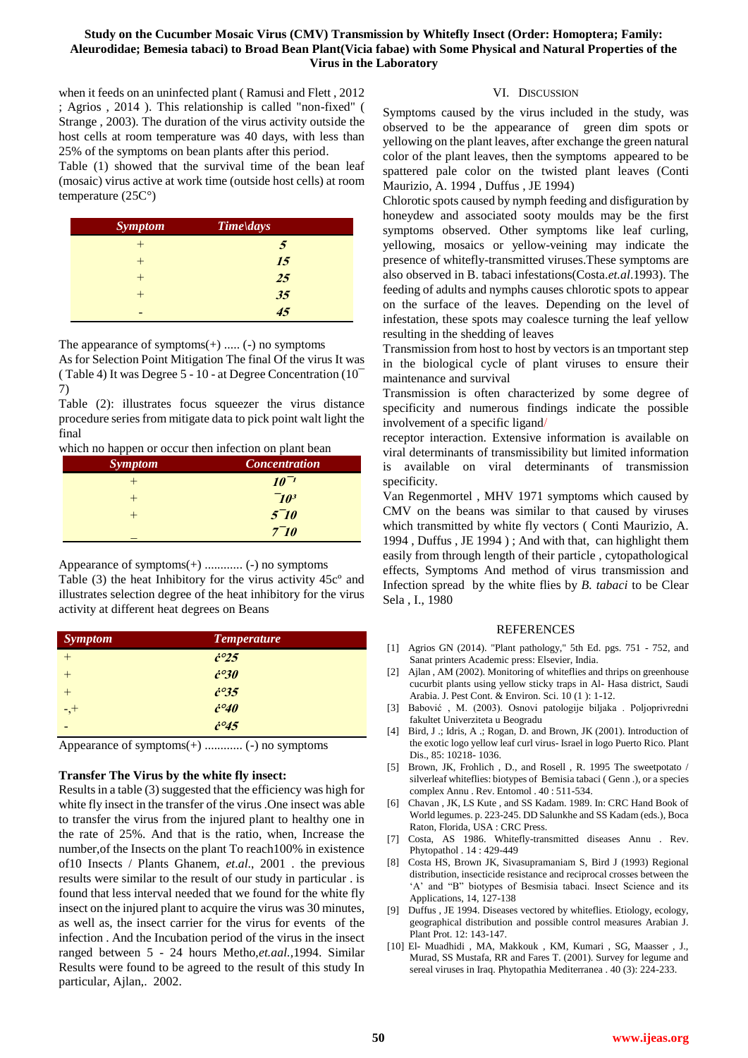when it feeds on an uninfected plant ( Ramusi and Flett , 2012 ; Agrios , 2014 ). This relationship is called "non-fixed" ( Strange , 2003). The duration of the virus activity outside the host cells at room temperature was 40 days, with less than 25% of the symptoms on bean plants after this period.

Table (1) showed that the survival time of the bean leaf (mosaic) virus active at work time (outside host cells) at room temperature (25C°)

| Symptom | Time\days |
|---|---|
| + | 5 |
| + | 15 |
| + | 25 |
| + | 35 |
| - | 45 |

The appearance of symptoms(+) ..... (-) no symptoms

As for Selection Point Mitigation The final Of the virus It was ( Table 4) It was Degree 5 - 10 - at Degree Concentration (10¯7)

Table (2): illustrates focus squeezer the virus distance procedure series from mitigate data to pick point walt light the final

which no happen or occur then infection on plant bean

| Symptom | Concentration |
|---|---|
| + | $10^{-1}$ |
| + | ¯$10^3$ |
| + | 5¯10 |
| _ | 7¯10 |

Appearance of symptoms(+) ............ (-) no symptoms

Table (3) the heat Inhibitory for the virus activity 45c° and illustrates selection degree of the heat inhibitory for the virus activity at different heat degrees on Beans

| Symptom | Temperature |
|---|---|
| + | ¿°25 |
| + | ¿°30 |
| + | ¿°35 |
| -,+ | ¿°40 |
| - | ¿°45 |

Appearance of symptoms(+) ............ (-) no symptoms

**Transfer The Virus by the white fly insect:**

Results in a table (3) suggested that the efficiency was high for white fly insect in the transfer of the virus .One insect was able to transfer the virus from the injured plant to healthy one in the rate of 25%. And that is the ratio, when, Increase the number,of the Insects on the plant To reach100% in existence of10 Insects / Plants Ghanem, *et.al.*, 2001 . the previous results were similar to the result of our study in particular . is found that less interval needed that we found for the white fly insect on the injured plant to acquire the virus was 30 minutes, as well as, the insect carrier for the virus for events of the infection . And the Incubation period of the virus in the insect ranged between 5 - 24 hours Metho,*et.aal.*,1994. Similar Results were found to be agreed to the result of this study In particular, Ajlan,. 2002.

## VI. Discussion

Symptoms caused by the virus included in the study, was observed to be the appearance of green dim spots or yellowing on the plant leaves, after exchange the green natural color of the plant leaves, then the symptoms appeared to be spattered pale color on the twisted plant leaves (Conti Maurizio, A. 1994 , Duffus , JE 1994)

Chlorotic spots caused by nymph feeding and disfiguration by honeydew and associated sooty moulds may be the first symptoms observed. Other symptoms like leaf curling, yellowing, mosaics or yellow-veining may indicate the presence of whitefly-transmitted viruses.These symptoms are also observed in B. tabaci infestations(Costa.*et.al*.1993). The feeding of adults and nymphs causes chlorotic spots to appear on the surface of the leaves. Depending on the level of infestation, these spots may coalesce turning the leaf yellow resulting in the shedding of leaves

Transmission from host to host by vectors is an tmportant step in the biological cycle of plant viruses to ensure their maintenance and survival

Transmission is often characterized by some degree of specificity and numerous findings indicate the possible involvement of a specific ligand/

receptor interaction. Extensive information is available on viral determinants of transmissibility but limited information is available on viral determinants of transmission specificity.

Van Regenmortel , MHV 1971 symptoms which caused by CMV on the beans was similar to that caused by viruses which transmitted by white fly vectors ( Conti Maurizio, A. 1994 , Duffus , JE 1994 ) ; And with that, can highlight them easily from through length of their particle , cytopathological effects, Symptoms And method of virus transmission and Infection spread by the white flies by *B. tabaci* to be Clear Sela , I., 1980

## References

[1] Agrios GN (2014). "Plant pathology," 5th Ed. pgs. 751 - 752, and Sanat printers Academic press: Elsevier, India.

[2] Ajlan , AM (2002). Monitoring of whiteflies and thrips on greenhouse cucurbit plants using yellow sticky traps in Al- Hasa district, Saudi Arabia. J. Pest Cont. & Environ. Sci. 10 (1 ): 1-12.

[3] Babović , M. (2003). Osnovi patologije biljaka . Poljoprivredni fakultet Univerziteta u Beogradu

[4] Bird, J .; Idris, A .; Rogan, D. and Brown, JK (2001). Introduction of the exotic logo yellow leaf curl virus- Israel in logo Puerto Rico. Plant Dis., 85: 10218- 1036.

[5] Brown, JK, Frohlich , D., and Rosell , R. 1995 The sweetpotato / silverleaf whiteflies: biotypes of Bemisia tabaci ( Genn .), or a species complex Annu . Rev. Entomol . 40 : 511-534.

[6] Chavan , JK, LS Kute , and SS Kadam. 1989. In: CRC Hand Book of World legumes. p. 223-245. DD Salunkhe and SS Kadam (eds.), Boca Raton, Florida, USA : CRC Press.

[7] Costa, AS 1986. Whitefly-transmitted diseases Annu . Rev. Phytopathol . 14 : 429-449

[8] Costa HS, Brown JK, Sivasupramaniam S, Bird J (1993) Regional distribution, insecticide resistance and reciprocal crosses between the 'A' and "B" biotypes of Besmisia tabaci. Insect Science and its Applications, 14, 127-138

[9] Duffus , JE 1994. Diseases vectored by whiteflies. Etiology, ecology, geographical distribution and possible control measures Arabian J. Plant Prot. 12: 143-147.

[10] El- Muadhidi , MA, Makkouk , KM, Kumari , SG, Maasser , J., Murad, SS Mustafa, RR and Fares T. (2001). Survey for legume and sereal viruses in Iraq. Phytopathia Mediterranea . 40 (3): 224-233.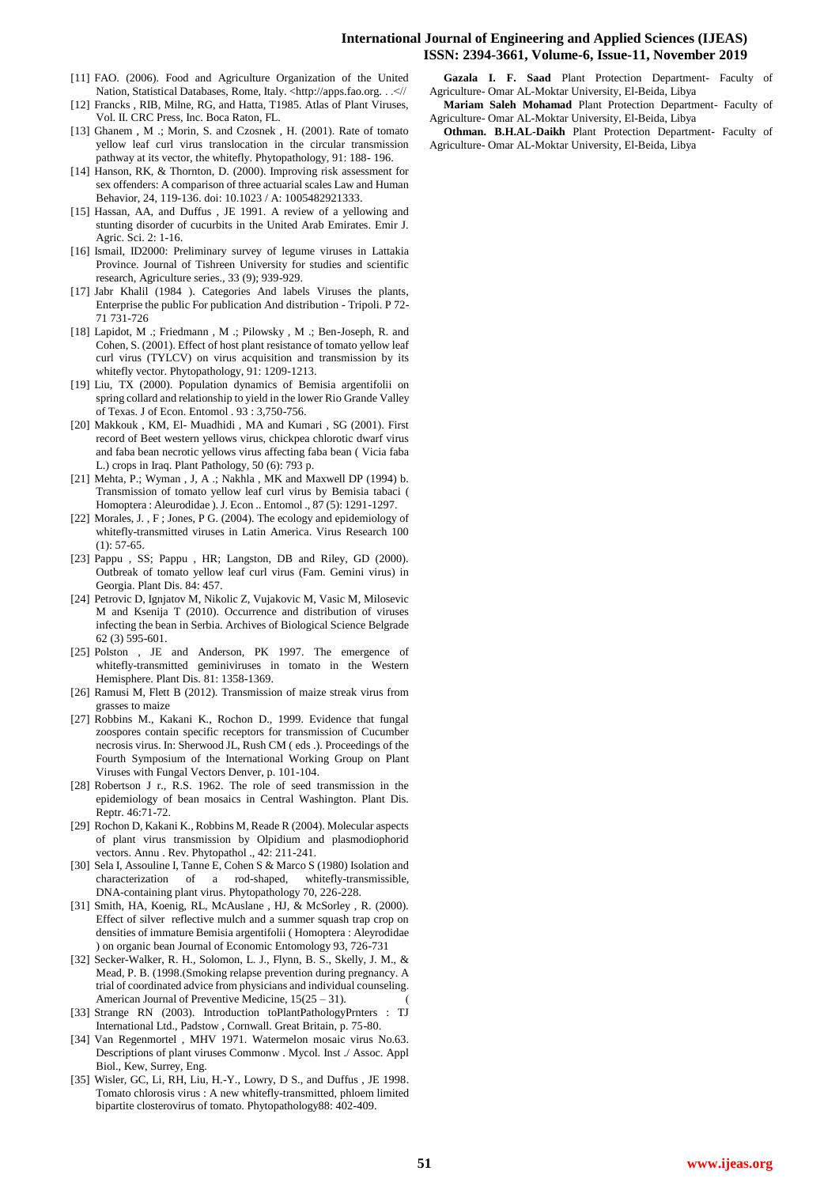[11] FAO. (2006). Food and Agriculture Organization of the United Nation, Statistical Databases, Rome, Italy. <http://apps.fao.org. . .<//

[12] Francks , RIB, Milne, RG, and Hatta, T1985. Atlas of Plant Viruses, Vol. II. CRC Press, Inc. Boca Raton, FL.

[13] Ghanem , M .; Morin, S. and Czosnek , H. (2001). Rate of tomato yellow leaf curl virus translocation in the circular transmission pathway at its vector, the whitefly. Phytopathology, 91: 188- 196.

[14] Hanson, RK, & Thornton, D. (2000). Improving risk assessment for sex offenders: A comparison of three actuarial scales Law and Human Behavior, 24, 119-136. doi: 10.1023 / A: 1005482921333.

[15] Hassan, AA, and Duffus , JE 1991. A review of a yellowing and stunting disorder of cucurbits in the United Arab Emirates. Emir J. Agric. Sci. 2: 1-16.

[16] Ismail, ID2000: Preliminary survey of legume viruses in Lattakia Province. Journal of Tishreen University for studies and scientific research, Agriculture series., 33 (9); 939-929.

[17] Jabr Khalil (1984 ). Categories And labels Viruses the plants, Enterprise the public For publication And distribution - Tripoli. P 72-71 731-726

[18] Lapidot, M .; Friedmann , M .; Pilowsky , M .; Ben-Joseph, R. and Cohen, S. (2001). Effect of host plant resistance of tomato yellow leaf curl virus (TYLCV) on virus acquisition and transmission by its whitefly vector. Phytopathology, 91: 1209-1213.

[19] Liu, TX (2000). Population dynamics of Bemisia argentifolii on spring collard and relationship to yield in the lower Rio Grande Valley of Texas. J of Econ. Entomol . 93 : 3,750-756.

[20] Makkouk , KM, El- Muadhidi , MA and Kumari , SG (2001). First record of Beet western yellows virus, chickpea chlorotic dwarf virus and faba bean necrotic yellows virus affecting faba bean ( Vicia faba L.) crops in Iraq. Plant Pathology, 50 (6): 793 p.

[21] Mehta, P.; Wyman , J, A .; Nakhla , MK and Maxwell DP (1994) b. Transmission of tomato yellow leaf curl virus by Bemisia tabaci ( Homoptera : Aleurodidae ). J. Econ .. Entomol ., 87 (5): 1291-1297.

[22] Morales, J. , F ; Jones, P G. (2004). The ecology and epidemiology of whitefly-transmitted viruses in Latin America. Virus Research 100 (1): 57-65.

[23] Pappu , SS; Pappu , HR; Langston, DB and Riley, GD (2000). Outbreak of tomato yellow leaf curl virus (Fam. Gemini virus) in Georgia. Plant Dis. 84: 457.

[24] Petrovic D, Ignjatov M, Nikolic Z, Vujakovic M, Vasic M, Milosevic M and Ksenija T (2010). Occurrence and distribution of viruses infecting the bean in Serbia. Archives of Biological Science Belgrade 62 (3) 595-601.

[25] Polston , JE and Anderson, PK 1997. The emergence of whitefly-transmitted geminiviruses in tomato in the Western Hemisphere. Plant Dis. 81: 1358-1369.

[26] Ramusi M, Flett B (2012). Transmission of maize streak virus from grasses to maize

[27] Robbins M., Kakani K., Rochon D., 1999. Evidence that fungal zoospores contain specific receptors for transmission of Cucumber necrosis virus. In: Sherwood JL, Rush CM ( eds .). Proceedings of the Fourth Symposium of the International Working Group on Plant Viruses with Fungal Vectors Denver, p. 101-104.

[28] Robertson J r., R.S. 1962. The role of seed transmission in the epidemiology of bean mosaics in Central Washington. Plant Dis. Reptr. 46:71-72.

[29] Rochon D, Kakani K., Robbins M, Reade R (2004). Molecular aspects of plant virus transmission by Olpidium and plasmodiophorid vectors. Annu . Rev. Phytopathol ., 42: 211-241.

[30] Sela I, Assouline I, Tanne E, Cohen S & Marco S (1980) Isolation and characterization of a rod-shaped, whitefly-transmissible, DNA-containing plant virus. Phytopathology 70, 226-228.

[31] Smith, HA, Koenig, RL, McAuslane , HJ, & McSorley , R. (2000). Effect of silver reflective mulch and a summer squash trap crop on densities of immature Bemisia argentifolii ( Homoptera : Aleyrodidae ) on organic bean Journal of Economic Entomology 93, 726-731

[32] Secker-Walker, R. H., Solomon, L. J., Flynn, B. S., Skelly, J. M., & Mead, P. B. (1998.(Smoking relapse prevention during pregnancy. A trial of coordinated advice from physicians and individual counseling. American Journal of Preventive Medicine, 15(25 – 31). (

[33] Strange RN (2003). Introduction toPlantPathologyPrnters : TJ International Ltd., Padstow , Cornwall. Great Britain, p. 75-80.

[34] Van Regenmortel , MHV 1971. Watermelon mosaic virus No.63. Descriptions of plant viruses Commonw . Mycol. Inst ./ Assoc. Appl Biol., Kew, Surrey, Eng.

[35] Wisler, GC, Li, RH, Liu, H.-Y., Lowry, D S., and Duffus , JE 1998. Tomato chlorosis virus : A new whitefly-transmitted, phloem limited bipartite closterovirus of tomato. Phytopathology88: 402-409.

**Gazala I. F. Saad** Plant Protection Department- Faculty of Agriculture- Omar AL-Moktar University, El-Beida, Libya

**Mariam Saleh Mohamad** Plant Protection Department- Faculty of Agriculture- Omar AL-Moktar University, El-Beida, Libya

**Othman. B.H.AL-Daikh** Plant Protection Department- Faculty of Agriculture- Omar AL-Moktar University, El-Beida, Libya